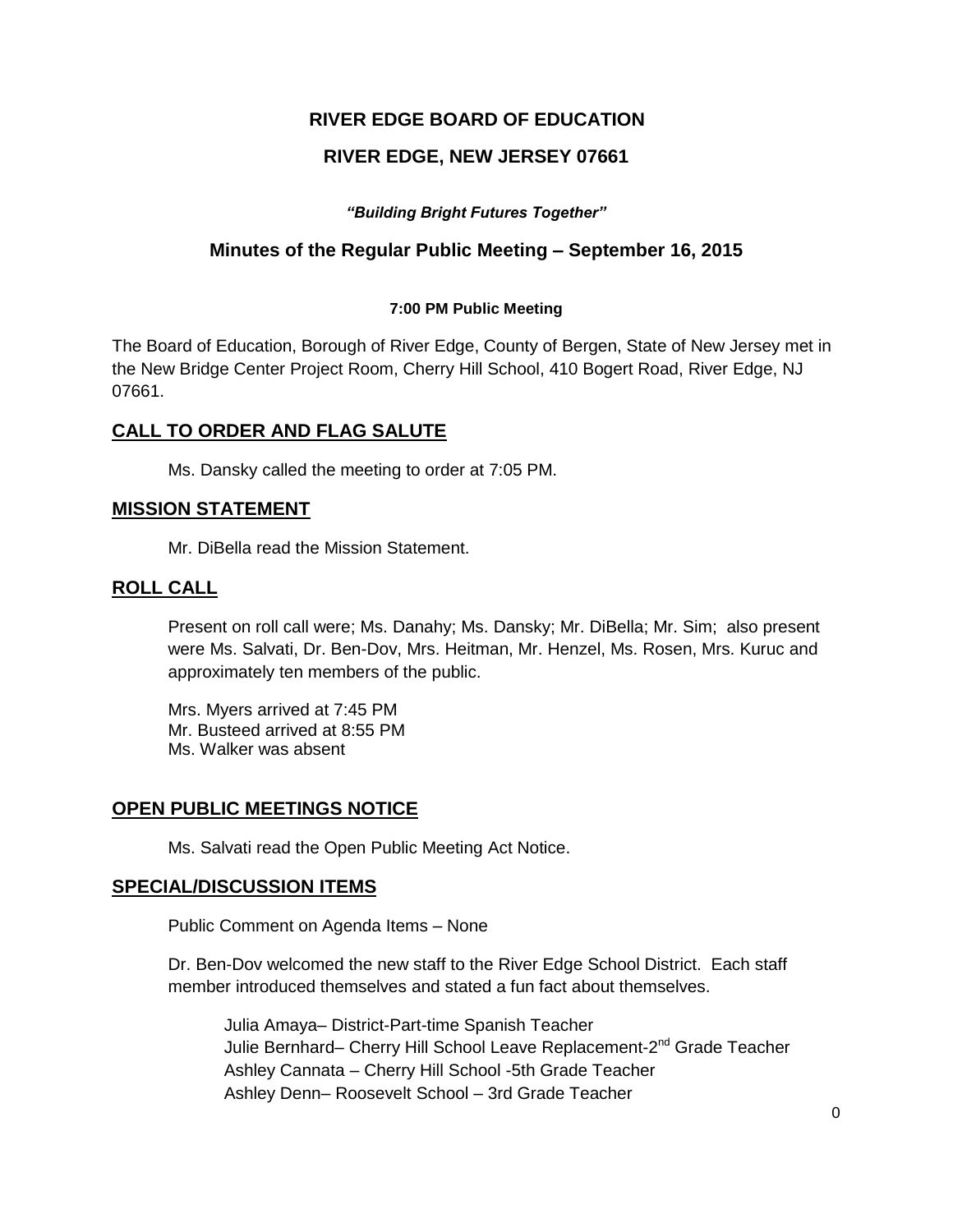# RIVER EDGE BOARD OF EDUCATION

## RIVER EDGE, NEW JERSEY 07661

***"Building Bright Futures Together"***

## Minutes of the Regular Public Meeting – September 16, 2015

**7:00 PM Public Meeting**

The Board of Education, Borough of River Edge, County of Bergen, State of New Jersey met in the New Bridge Center Project Room, Cherry Hill School, 410 Bogert Road, River Edge, NJ 07661.

## CALL TO ORDER AND FLAG SALUTE

Ms. Dansky called the meeting to order at 7:05 PM.

## MISSION STATEMENT

Mr. DiBella read the Mission Statement.

## ROLL CALL

Present on roll call were; Ms. Danahy; Ms. Dansky; Mr. DiBella; Mr. Sim; also present were Ms. Salvati, Dr. Ben-Dov, Mrs. Heitman, Mr. Henzel, Ms. Rosen, Mrs. Kuruc and approximately ten members of the public.

Mrs. Myers arrived at 7:45 PM
Mr. Busteed arrived at 8:55 PM
Ms. Walker was absent

## OPEN PUBLIC MEETINGS NOTICE

Ms. Salvati read the Open Public Meeting Act Notice.

## SPECIAL/DISCUSSION ITEMS

Public Comment on Agenda Items – None

Dr. Ben-Dov welcomed the new staff to the River Edge School District. Each staff member introduced themselves and stated a fun fact about themselves.

Julia Amaya– District-Part-time Spanish Teacher
Julie Bernhard– Cherry Hill School Leave Replacement-2nd Grade Teacher
Ashley Cannata – Cherry Hill School -5th Grade Teacher
Ashley Denn– Roosevelt School – 3rd Grade Teacher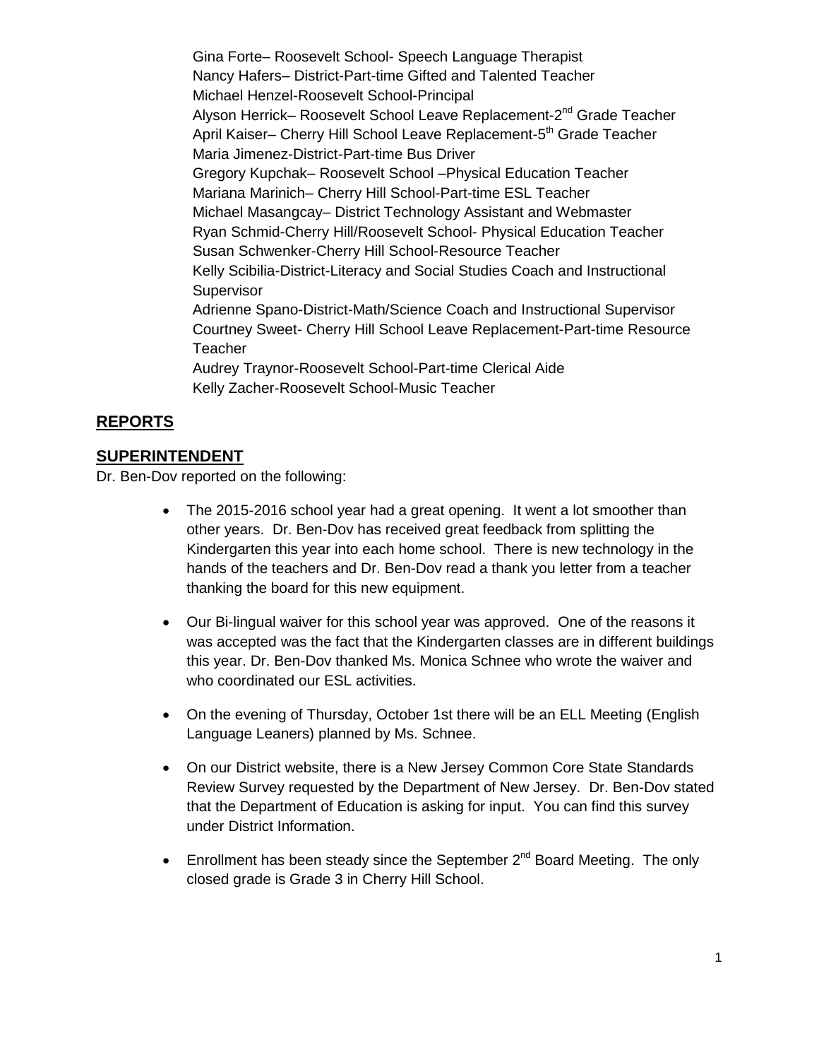Gina Forte– Roosevelt School- Speech Language Therapist
Nancy Hafers– District-Part-time Gifted and Talented Teacher
Michael Henzel-Roosevelt School-Principal
Alyson Herrick– Roosevelt School Leave Replacement-2nd Grade Teacher
April Kaiser– Cherry Hill School Leave Replacement-5th Grade Teacher
Maria Jimenez-District-Part-time Bus Driver
Gregory Kupchak– Roosevelt School –Physical Education Teacher
Mariana Marinich– Cherry Hill School-Part-time ESL Teacher
Michael Masangcay– District Technology Assistant and Webmaster
Ryan Schmid-Cherry Hill/Roosevelt School- Physical Education Teacher
Susan Schwenker-Cherry Hill School-Resource Teacher
Kelly Scibilia-District-Literacy and Social Studies Coach and Instructional Supervisor
Adrienne Spano-District-Math/Science Coach and Instructional Supervisor
Courtney Sweet- Cherry Hill School Leave Replacement-Part-time Resource Teacher
Audrey Traynor-Roosevelt School-Part-time Clerical Aide
Kelly Zacher-Roosevelt School-Music Teacher

## REPORTS

## SUPERINTENDENT

Dr. Ben-Dov reported on the following:

- The 2015-2016 school year had a great opening. It went a lot smoother than other years. Dr. Ben-Dov has received great feedback from splitting the Kindergarten this year into each home school. There is new technology in the hands of the teachers and Dr. Ben-Dov read a thank you letter from a teacher thanking the board for this new equipment.

- Our Bi-lingual waiver for this school year was approved. One of the reasons it was accepted was the fact that the Kindergarten classes are in different buildings this year. Dr. Ben-Dov thanked Ms. Monica Schnee who wrote the waiver and who coordinated our ESL activities.

- On the evening of Thursday, October 1st there will be an ELL Meeting (English Language Leaners) planned by Ms. Schnee.

- On our District website, there is a New Jersey Common Core State Standards Review Survey requested by the Department of New Jersey. Dr. Ben-Dov stated that the Department of Education is asking for input. You can find this survey under District Information.

- Enrollment has been steady since the September 2nd Board Meeting. The only closed grade is Grade 3 in Cherry Hill School.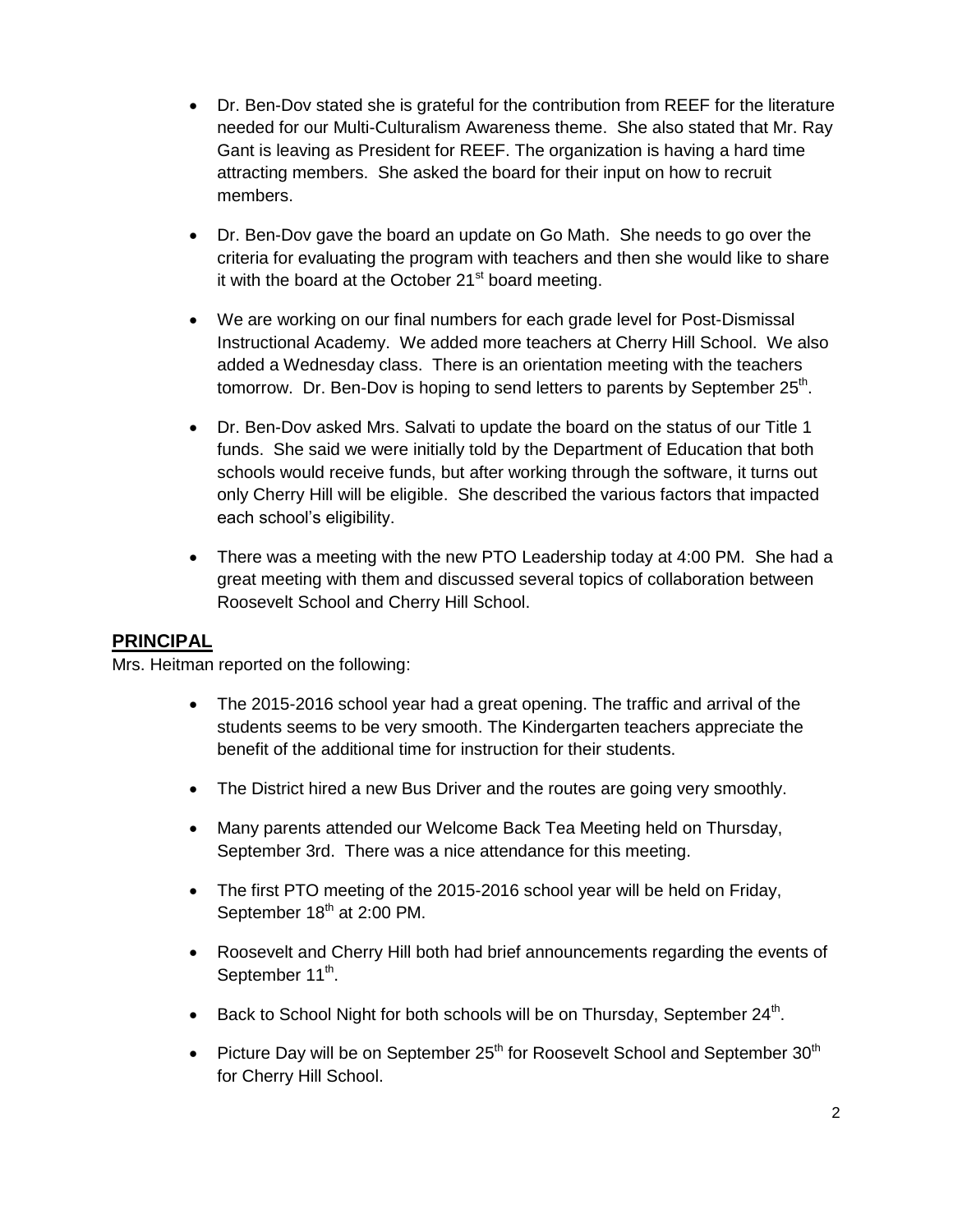- Dr. Ben-Dov stated she is grateful for the contribution from REEF for the literature needed for our Multi-Culturalism Awareness theme. She also stated that Mr. Ray Gant is leaving as President for REEF. The organization is having a hard time attracting members. She asked the board for their input on how to recruit members.

- Dr. Ben-Dov gave the board an update on Go Math. She needs to go over the criteria for evaluating the program with teachers and then she would like to share it with the board at the October 21st board meeting.

- We are working on our final numbers for each grade level for Post-Dismissal Instructional Academy. We added more teachers at Cherry Hill School. We also added a Wednesday class. There is an orientation meeting with the teachers tomorrow. Dr. Ben-Dov is hoping to send letters to parents by September 25th.

- Dr. Ben-Dov asked Mrs. Salvati to update the board on the status of our Title 1 funds. She said we were initially told by the Department of Education that both schools would receive funds, but after working through the software, it turns out only Cherry Hill will be eligible. She described the various factors that impacted each school's eligibility.

- There was a meeting with the new PTO Leadership today at 4:00 PM. She had a great meeting with them and discussed several topics of collaboration between Roosevelt School and Cherry Hill School.

## PRINCIPAL

Mrs. Heitman reported on the following:

- The 2015-2016 school year had a great opening. The traffic and arrival of the students seems to be very smooth. The Kindergarten teachers appreciate the benefit of the additional time for instruction for their students.

- The District hired a new Bus Driver and the routes are going very smoothly.

- Many parents attended our Welcome Back Tea Meeting held on Thursday, September 3rd. There was a nice attendance for this meeting.

- The first PTO meeting of the 2015-2016 school year will be held on Friday, September 18th at 2:00 PM.

- Roosevelt and Cherry Hill both had brief announcements regarding the events of September 11th.

- Back to School Night for both schools will be on Thursday, September 24th.

- Picture Day will be on September 25th for Roosevelt School and September 30th for Cherry Hill School.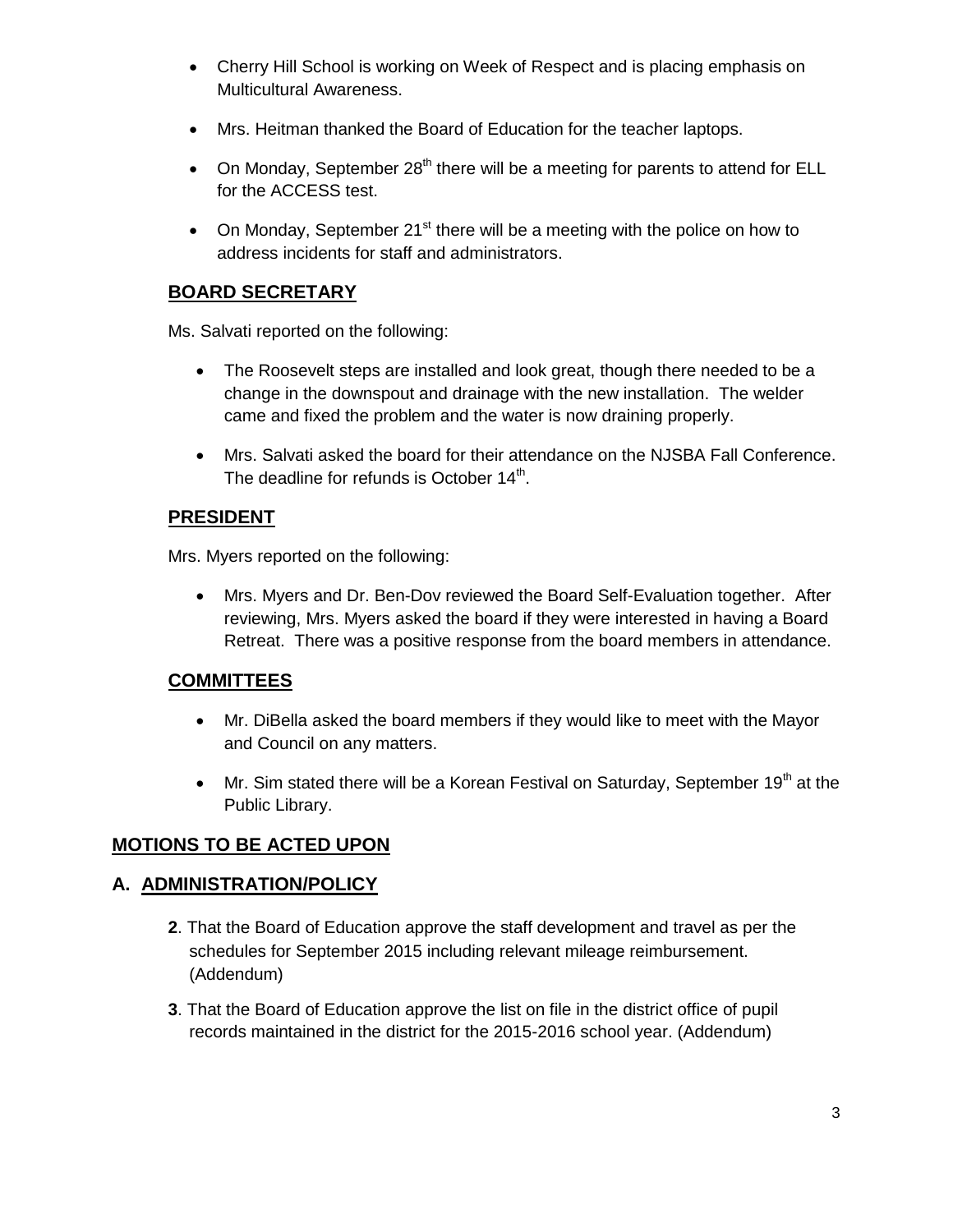- Cherry Hill School is working on Week of Respect and is placing emphasis on Multicultural Awareness.
- Mrs. Heitman thanked the Board of Education for the teacher laptops.
- On Monday, September 28th there will be a meeting for parents to attend for ELL for the ACCESS test.
- On Monday, September 21st there will be a meeting with the police on how to address incidents for staff and administrators.

## BOARD SECRETARY

Ms. Salvati reported on the following:

- The Roosevelt steps are installed and look great, though there needed to be a change in the downspout and drainage with the new installation. The welder came and fixed the problem and the water is now draining properly.
- Mrs. Salvati asked the board for their attendance on the NJSBA Fall Conference. The deadline for refunds is October 14th.

## PRESIDENT

Mrs. Myers reported on the following:

- Mrs. Myers and Dr. Ben-Dov reviewed the Board Self-Evaluation together. After reviewing, Mrs. Myers asked the board if they were interested in having a Board Retreat. There was a positive response from the board members in attendance.

## COMMITTEES

- Mr. DiBella asked the board members if they would like to meet with the Mayor and Council on any matters.
- Mr. Sim stated there will be a Korean Festival on Saturday, September 19th at the Public Library.

## MOTIONS TO BE ACTED UPON

## A. ADMINISTRATION/POLICY

**2**. That the Board of Education approve the staff development and travel as per the schedules for September 2015 including relevant mileage reimbursement. (Addendum)

**3**. That the Board of Education approve the list on file in the district office of pupil records maintained in the district for the 2015-2016 school year. (Addendum)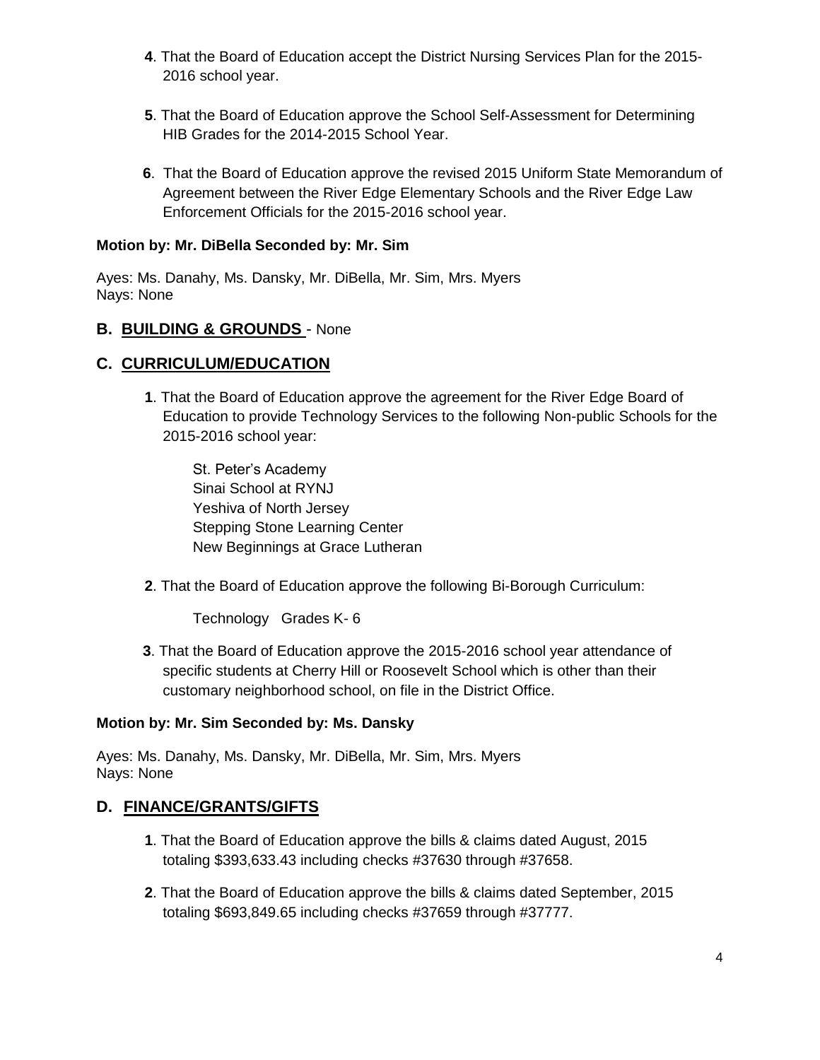**4**. That the Board of Education accept the District Nursing Services Plan for the 2015-2016 school year.

**5**. That the Board of Education approve the School Self-Assessment for Determining HIB Grades for the 2014-2015 School Year.

**6**. That the Board of Education approve the revised 2015 Uniform State Memorandum of Agreement between the River Edge Elementary Schools and the River Edge Law Enforcement Officials for the 2015-2016 school year.

**Motion by: Mr. DiBella Seconded by: Mr. Sim**

Ayes: Ms. Danahy, Ms. Dansky, Mr. DiBella, Mr. Sim, Mrs. Myers
Nays: None

## B. BUILDING & GROUNDS - None

## C. CURRICULUM/EDUCATION

**1**. That the Board of Education approve the agreement for the River Edge Board of Education to provide Technology Services to the following Non-public Schools for the 2015-2016 school year:

St. Peter's Academy
Sinai School at RYNJ
Yeshiva of North Jersey
Stepping Stone Learning Center
New Beginnings at Grace Lutheran

**2**. That the Board of Education approve the following Bi-Borough Curriculum:

Technology Grades K- 6

**3**. That the Board of Education approve the 2015-2016 school year attendance of specific students at Cherry Hill or Roosevelt School which is other than their customary neighborhood school, on file in the District Office.

**Motion by: Mr. Sim Seconded by: Ms. Dansky**

Ayes: Ms. Danahy, Ms. Dansky, Mr. DiBella, Mr. Sim, Mrs. Myers
Nays: None

## D. FINANCE/GRANTS/GIFTS

**1**. That the Board of Education approve the bills & claims dated August, 2015 totaling $393,633.43 including checks #37630 through #37658.

**2**. That the Board of Education approve the bills & claims dated September, 2015 totaling $693,849.65 including checks #37659 through #37777.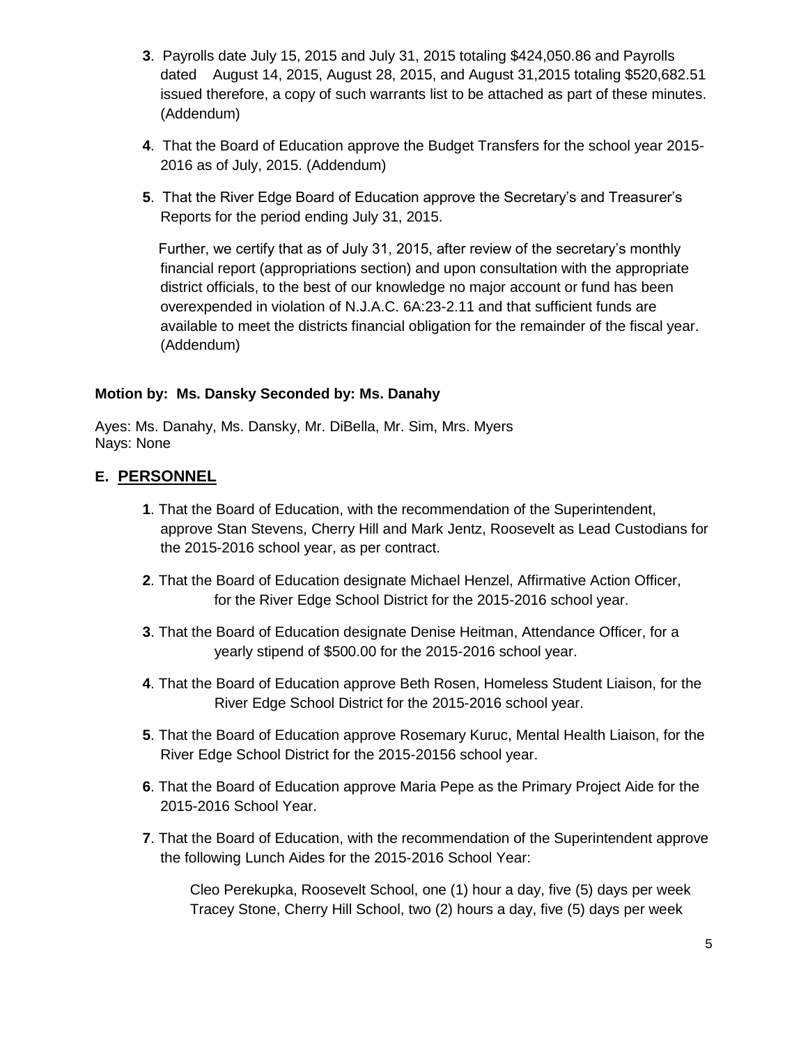3. Payrolls date July 15, 2015 and July 31, 2015 totaling $424,050.86 and Payrolls dated August 14, 2015, August 28, 2015, and August 31,2015 totaling $520,682.51 issued therefore, a copy of such warrants list to be attached as part of these minutes. (Addendum)

4. That the Board of Education approve the Budget Transfers for the school year 2015-2016 as of July, 2015. (Addendum)

5. That the River Edge Board of Education approve the Secretary's and Treasurer's Reports for the period ending July 31, 2015.

   Further, we certify that as of July 31, 2015, after review of the secretary's monthly financial report (appropriations section) and upon consultation with the appropriate district officials, to the best of our knowledge no major account or fund has been overexpended in violation of N.J.A.C. 6A:23-2.11 and that sufficient funds are available to meet the districts financial obligation for the remainder of the fiscal year. (Addendum)

**Motion by: Ms. Dansky Seconded by: Ms. Danahy**

Ayes: Ms. Danahy, Ms. Dansky, Mr. DiBella, Mr. Sim, Mrs. Myers
Nays: None

## E. PERSONNEL

1. That the Board of Education, with the recommendation of the Superintendent, approve Stan Stevens, Cherry Hill and Mark Jentz, Roosevelt as Lead Custodians for the 2015-2016 school year, as per contract.

2. That the Board of Education designate Michael Henzel, Affirmative Action Officer, for the River Edge School District for the 2015-2016 school year.

3. That the Board of Education designate Denise Heitman, Attendance Officer, for a yearly stipend of $500.00 for the 2015-2016 school year.

4. That the Board of Education approve Beth Rosen, Homeless Student Liaison, for the River Edge School District for the 2015-2016 school year.

5. That the Board of Education approve Rosemary Kuruc, Mental Health Liaison, for the River Edge School District for the 2015-20156 school year.

6. That the Board of Education approve Maria Pepe as the Primary Project Aide for the 2015-2016 School Year.

7. That the Board of Education, with the recommendation of the Superintendent approve the following Lunch Aides for the 2015-2016 School Year:

   Cleo Perekupka, Roosevelt School, one (1) hour a day, five (5) days per week
   Tracey Stone, Cherry Hill School, two (2) hours a day, five (5) days per week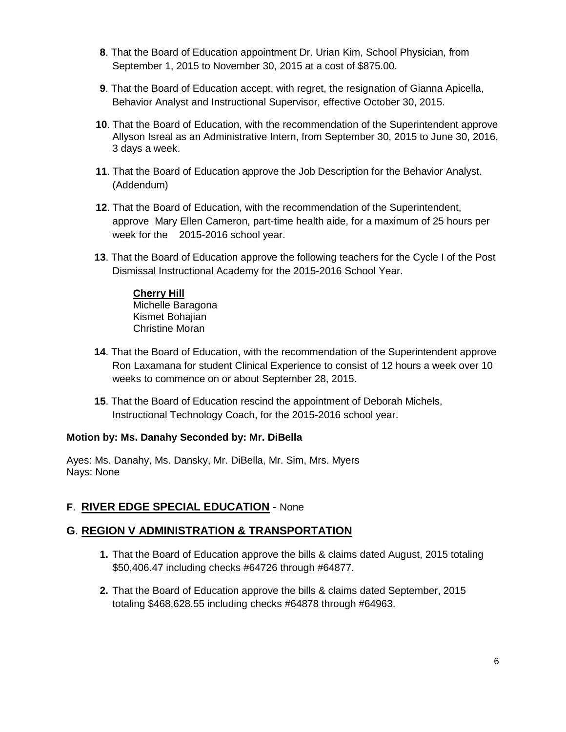8. That the Board of Education appointment Dr. Urian Kim, School Physician, from September 1, 2015 to November 30, 2015 at a cost of $875.00.

9. That the Board of Education accept, with regret, the resignation of Gianna Apicella, Behavior Analyst and Instructional Supervisor, effective October 30, 2015.

10. That the Board of Education, with the recommendation of the Superintendent approve Allyson Isreal as an Administrative Intern, from September 30, 2015 to June 30, 2016, 3 days a week.

11. That the Board of Education approve the Job Description for the Behavior Analyst. (Addendum)

12. That the Board of Education, with the recommendation of the Superintendent, approve Mary Ellen Cameron, part-time health aide, for a maximum of 25 hours per week for the 2015-2016 school year.

13. That the Board of Education approve the following teachers for the Cycle I of the Post Dismissal Instructional Academy for the 2015-2016 School Year.

    **Cherry Hill**
    Michelle Baragona
    Kismet Bohajian
    Christine Moran

14. That the Board of Education, with the recommendation of the Superintendent approve Ron Laxamana for student Clinical Experience to consist of 12 hours a week over 10 weeks to commence on or about September 28, 2015.

15. That the Board of Education rescind the appointment of Deborah Michels, Instructional Technology Coach, for the 2015-2016 school year.

**Motion by: Ms. Danahy Seconded by: Mr. DiBella**

Ayes: Ms. Danahy, Ms. Dansky, Mr. DiBella, Mr. Sim, Mrs. Myers
Nays: None

## F. RIVER EDGE SPECIAL EDUCATION - None

## G. REGION V ADMINISTRATION & TRANSPORTATION

1. That the Board of Education approve the bills & claims dated August, 2015 totaling $50,406.47 including checks #64726 through #64877.

2. That the Board of Education approve the bills & claims dated September, 2015 totaling $468,628.55 including checks #64878 through #64963.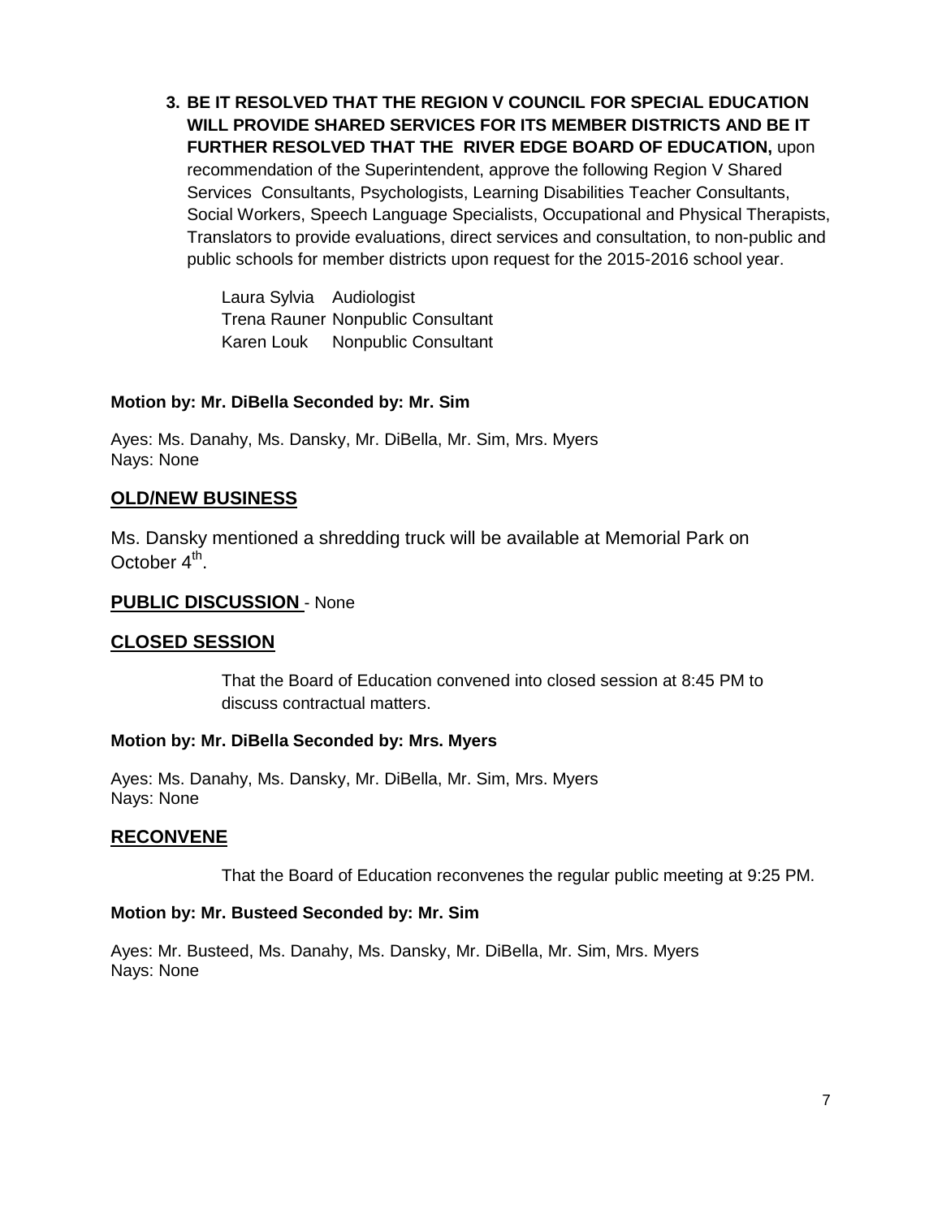3. **BE IT RESOLVED THAT THE REGION V COUNCIL FOR SPECIAL EDUCATION WILL PROVIDE SHARED SERVICES FOR ITS MEMBER DISTRICTS AND BE IT FURTHER RESOLVED THAT THE RIVER EDGE BOARD OF EDUCATION,** upon recommendation of the Superintendent, approve the following Region V Shared Services Consultants, Psychologists, Learning Disabilities Teacher Consultants, Social Workers, Speech Language Specialists, Occupational and Physical Therapists, Translators to provide evaluations, direct services and consultation, to non-public and public schools for member districts upon request for the 2015-2016 school year.

   Laura Sylvia Audiologist
   Trena Rauner Nonpublic Consultant
   Karen Louk Nonpublic Consultant

**Motion by: Mr. DiBella Seconded by: Mr. Sim**

Ayes: Ms. Danahy, Ms. Dansky, Mr. DiBella, Mr. Sim, Mrs. Myers
Nays: None

## OLD/NEW BUSINESS

Ms. Dansky mentioned a shredding truck will be available at Memorial Park on October 4th.

## PUBLIC DISCUSSION - None

## CLOSED SESSION

That the Board of Education convened into closed session at 8:45 PM to discuss contractual matters.

**Motion by: Mr. DiBella Seconded by: Mrs. Myers**

Ayes: Ms. Danahy, Ms. Dansky, Mr. DiBella, Mr. Sim, Mrs. Myers
Nays: None

## RECONVENE

That the Board of Education reconvenes the regular public meeting at 9:25 PM.

**Motion by: Mr. Busteed Seconded by: Mr. Sim**

Ayes: Mr. Busteed, Ms. Danahy, Ms. Dansky, Mr. DiBella, Mr. Sim, Mrs. Myers
Nays: None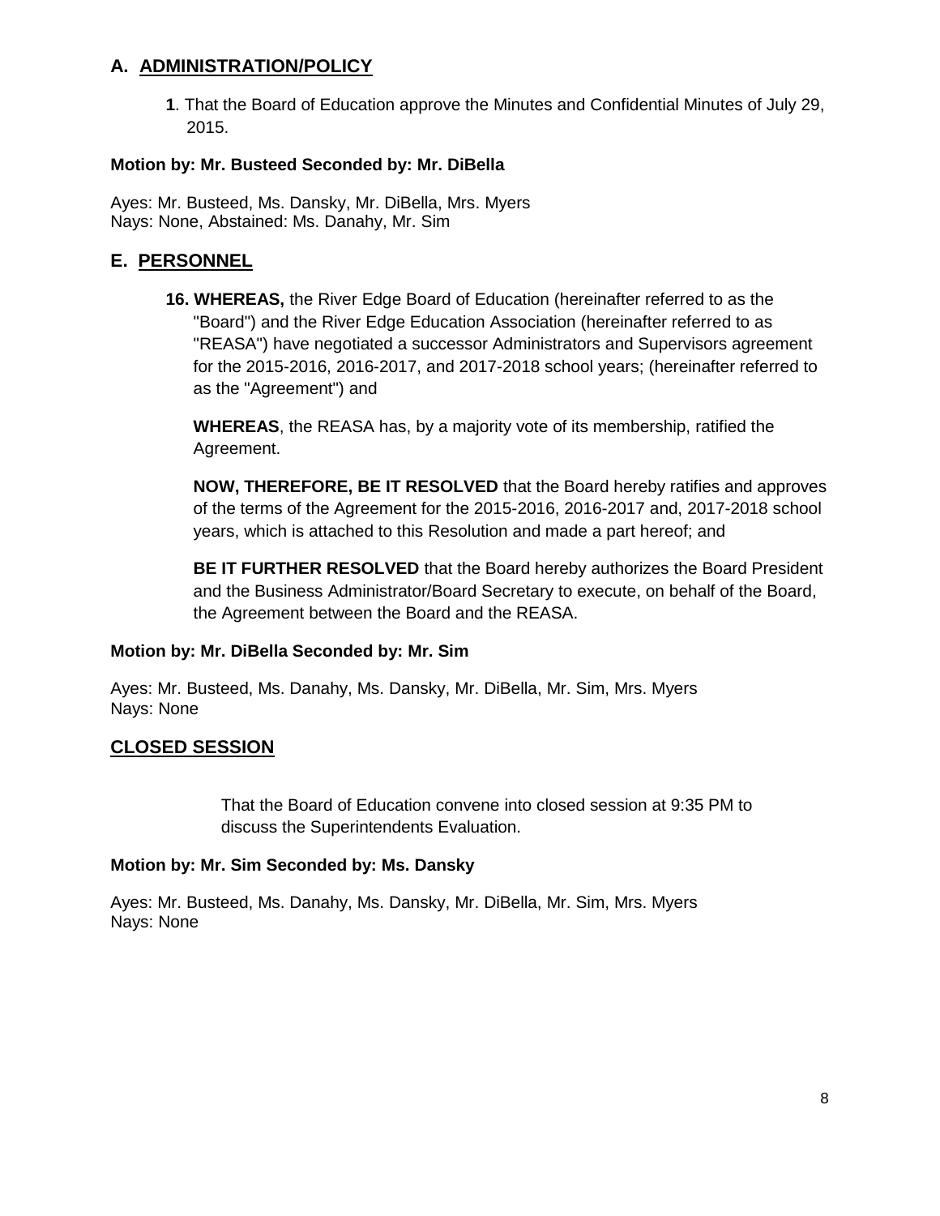## A. ADMINISTRATION/POLICY

**1**. That the Board of Education approve the Minutes and Confidential Minutes of July 29, 2015.

**Motion by: Mr. Busteed Seconded by: Mr. DiBella**

Ayes: Mr. Busteed, Ms. Dansky, Mr. DiBella, Mrs. Myers
Nays: None, Abstained: Ms. Danahy, Mr. Sim

## E. PERSONNEL

**16. WHEREAS,** the River Edge Board of Education (hereinafter referred to as the "Board") and the River Edge Education Association (hereinafter referred to as "REASA") have negotiated a successor Administrators and Supervisors agreement for the 2015-2016, 2016-2017, and 2017-2018 school years; (hereinafter referred to as the "Agreement") and

**WHEREAS**, the REASA has, by a majority vote of its membership, ratified the Agreement.

**NOW, THEREFORE, BE IT RESOLVED** that the Board hereby ratifies and approves of the terms of the Agreement for the 2015-2016, 2016-2017 and, 2017-2018 school years, which is attached to this Resolution and made a part hereof; and

**BE IT FURTHER RESOLVED** that the Board hereby authorizes the Board President and the Business Administrator/Board Secretary to execute, on behalf of the Board, the Agreement between the Board and the REASA.

**Motion by: Mr. DiBella Seconded by: Mr. Sim**

Ayes: Mr. Busteed, Ms. Danahy, Ms. Dansky, Mr. DiBella, Mr. Sim, Mrs. Myers
Nays: None

## CLOSED SESSION

That the Board of Education convene into closed session at 9:35 PM to discuss the Superintendents Evaluation.

**Motion by: Mr. Sim Seconded by: Ms. Dansky**

Ayes: Mr. Busteed, Ms. Danahy, Ms. Dansky, Mr. DiBella, Mr. Sim, Mrs. Myers
Nays: None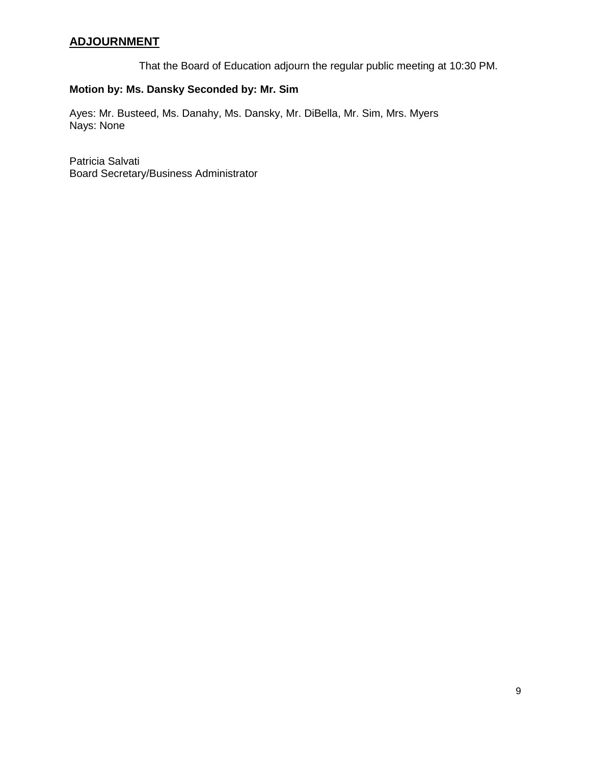## ADJOURNMENT

That the Board of Education adjourn the regular public meeting at 10:30 PM.

**Motion by: Ms. Dansky Seconded by: Mr. Sim**

Ayes: Mr. Busteed, Ms. Danahy, Ms. Dansky, Mr. DiBella, Mr. Sim, Mrs. Myers
Nays: None

Patricia Salvati
Board Secretary/Business Administrator